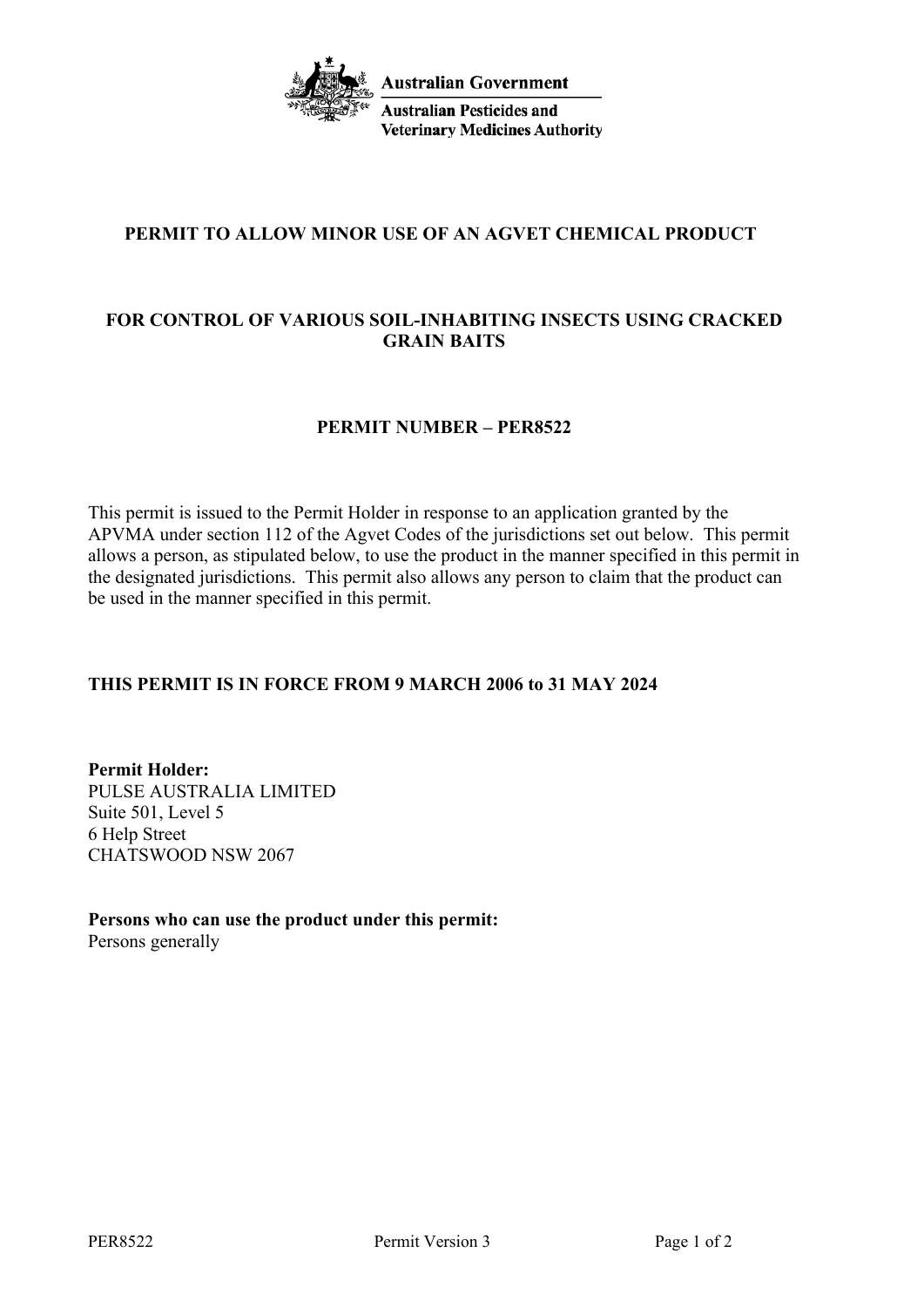Australian Government

Australian Pesticides and Veterinary Medicines Authority

# PERMIT TO ALLOW MINOR USE OF AN AGVET CHEMICAL PRODUCT

## FOR CONTROL OF VARIOUS SOIL-INHABITING INSECTS USING CRACKED GRAIN BAITS

## PERMIT NUMBER – PER8522

This permit is issued to the Permit Holder in response to an application granted by the APVMA under section 112 of the Agvet Codes of the jurisdictions set out below. This permit allows a person, as stipulated below, to use the product in the manner specified in this permit in the designated jurisdictions. This permit also allows any person to claim that the product can be used in the manner specified in this permit.

**THIS PERMIT IS IN FORCE FROM 9 MARCH 2006 to 31 MAY 2024**

**Permit Holder:**
PULSE AUSTRALIA LIMITED
Suite 501, Level 5
6 Help Street
CHATSWOOD NSW 2067

**Persons who can use the product under this permit:**
Persons generally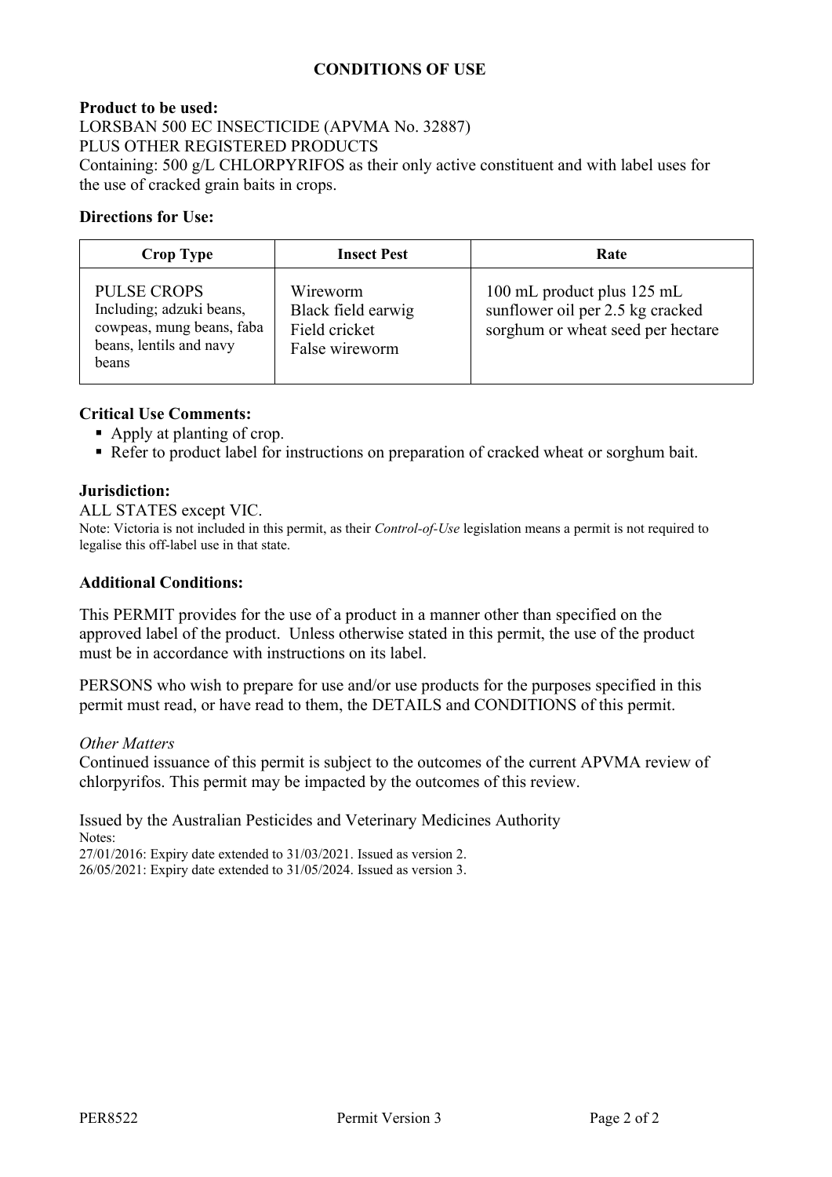## CONDITIONS OF USE

**Product to be used:**
LORSBAN 500 EC INSECTICIDE (APVMA No. 32887)
PLUS OTHER REGISTERED PRODUCTS
Containing: 500 g/L CHLORPYRIFOS as their only active constituent and with label uses for the use of cracked grain baits in crops.

**Directions for Use:**

| Crop Type | Insect Pest | Rate |
|---|---|---|
| PULSE CROPS<br>Including; adzuki beans, cowpeas, mung beans, faba beans, lentils and navy beans | Wireworm<br>Black field earwig<br>Field cricket<br>False wireworm | 100 mL product plus 125 mL sunflower oil per 2.5 kg cracked sorghum or wheat seed per hectare |

**Critical Use Comments:**

- Apply at planting of crop.
- Refer to product label for instructions on preparation of cracked wheat or sorghum bait.

**Jurisdiction:**
ALL STATES except VIC.
Note: Victoria is not included in this permit, as their *Control-of-Use* legislation means a permit is not required to legalise this off-label use in that state.

**Additional Conditions:**

This PERMIT provides for the use of a product in a manner other than specified on the approved label of the product. Unless otherwise stated in this permit, the use of the product must be in accordance with instructions on its label.

PERSONS who wish to prepare for use and/or use products for the purposes specified in this permit must read, or have read to them, the DETAILS and CONDITIONS of this permit.

*Other Matters*
Continued issuance of this permit is subject to the outcomes of the current APVMA review of chlorpyrifos. This permit may be impacted by the outcomes of this review.

Issued by the Australian Pesticides and Veterinary Medicines Authority
Notes:
27/01/2016: Expiry date extended to 31/03/2021. Issued as version 2.
26/05/2021: Expiry date extended to 31/05/2024. Issued as version 3.